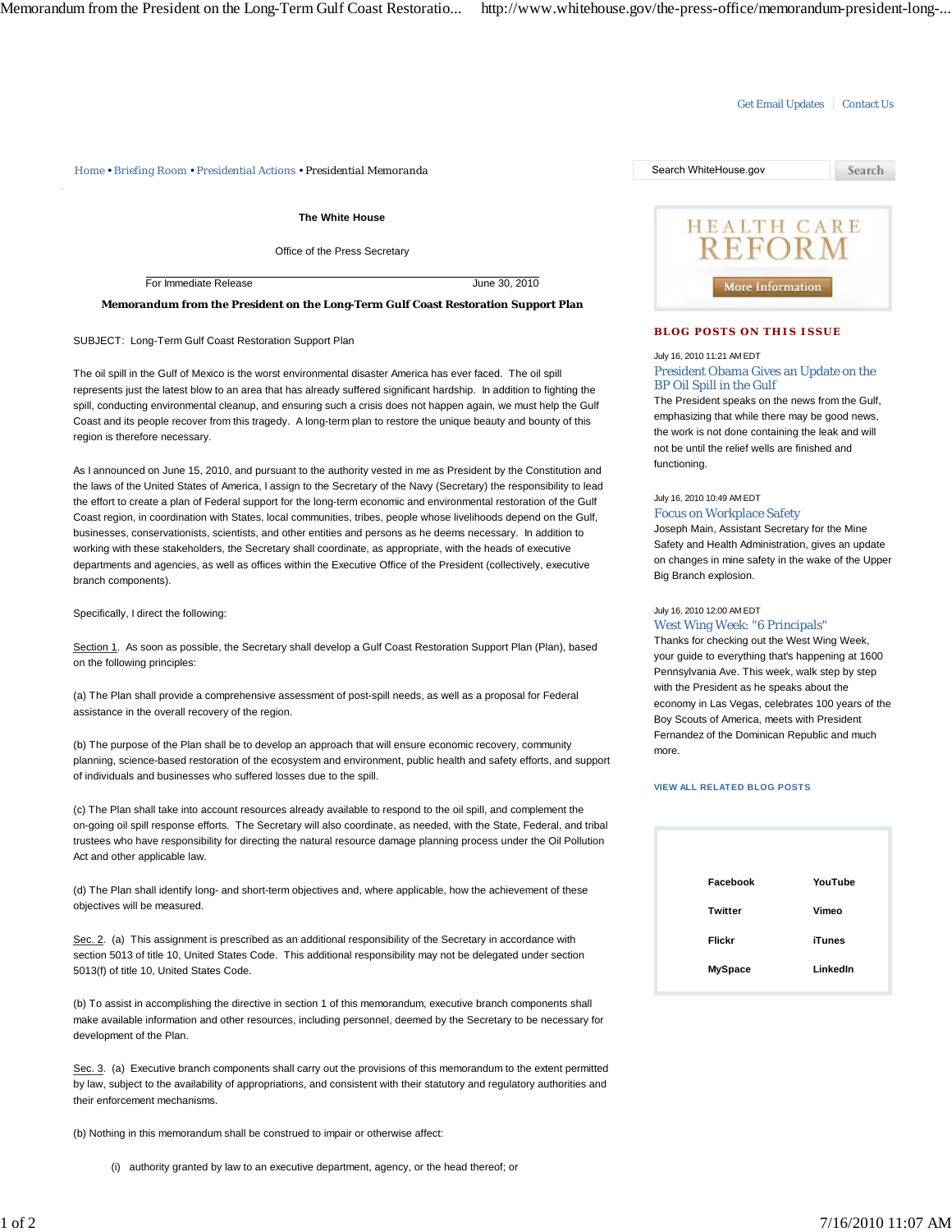Home • Briefing Room • Presidential Actions • Presidential Memoranda

The White House

Office of the Press Secretary

For Immediate Release June 30, 2010

# Memorandum from the President on the Long-Term Gulf Coast Restoration Support Plan

SUBJECT: Long-Term Gulf Coast Restoration Support Plan

The oil spill in the Gulf of Mexico is the worst environmental disaster America has ever faced. The oil spill represents just the latest blow to an area that has already suffered significant hardship. In addition to fighting the spill, conducting environmental cleanup, and ensuring such a crisis does not happen again, we must help the Gulf Coast and its people recover from this tragedy. A long-term plan to restore the unique beauty and bounty of this region is therefore necessary.

As I announced on June 15, 2010, and pursuant to the authority vested in me as President by the Constitution and the laws of the United States of America, I assign to the Secretary of the Navy (Secretary) the responsibility to lead the effort to create a plan of Federal support for the long-term economic and environmental restoration of the Gulf Coast region, in coordination with States, local communities, tribes, people whose livelihoods depend on the Gulf, businesses, conservationists, scientists, and other entities and persons as he deems necessary. In addition to working with these stakeholders, the Secretary shall coordinate, as appropriate, with the heads of executive departments and agencies, as well as offices within the Executive Office of the President (collectively, executive branch components).

Specifically, I direct the following:

Section 1. As soon as possible, the Secretary shall develop a Gulf Coast Restoration Support Plan (Plan), based on the following principles:

(a) The Plan shall provide a comprehensive assessment of post-spill needs, as well as a proposal for Federal assistance in the overall recovery of the region.

(b) The purpose of the Plan shall be to develop an approach that will ensure economic recovery, community planning, science-based restoration of the ecosystem and environment, public health and safety efforts, and support of individuals and businesses who suffered losses due to the spill.

(c) The Plan shall take into account resources already available to respond to the oil spill, and complement the on-going oil spill response efforts. The Secretary will also coordinate, as needed, with the State, Federal, and tribal trustees who have responsibility for directing the natural resource damage planning process under the Oil Pollution Act and other applicable law.

(d) The Plan shall identify long- and short-term objectives and, where applicable, how the achievement of these objectives will be measured.

Sec. 2. (a) This assignment is prescribed as an additional responsibility of the Secretary in accordance with section 5013 of title 10, United States Code. This additional responsibility may not be delegated under section 5013(f) of title 10, United States Code.

(b) To assist in accomplishing the directive in section 1 of this memorandum, executive branch components shall make available information and other resources, including personnel, deemed by the Secretary to be necessary for development of the Plan.

Sec. 3. (a) Executive branch components shall carry out the provisions of this memorandum to the extent permitted by law, subject to the availability of appropriations, and consistent with their statutory and regulatory authorities and their enforcement mechanisms.

(b) Nothing in this memorandum shall be construed to impair or otherwise affect:

(i) authority granted by law to an executive department, agency, or the head thereof; or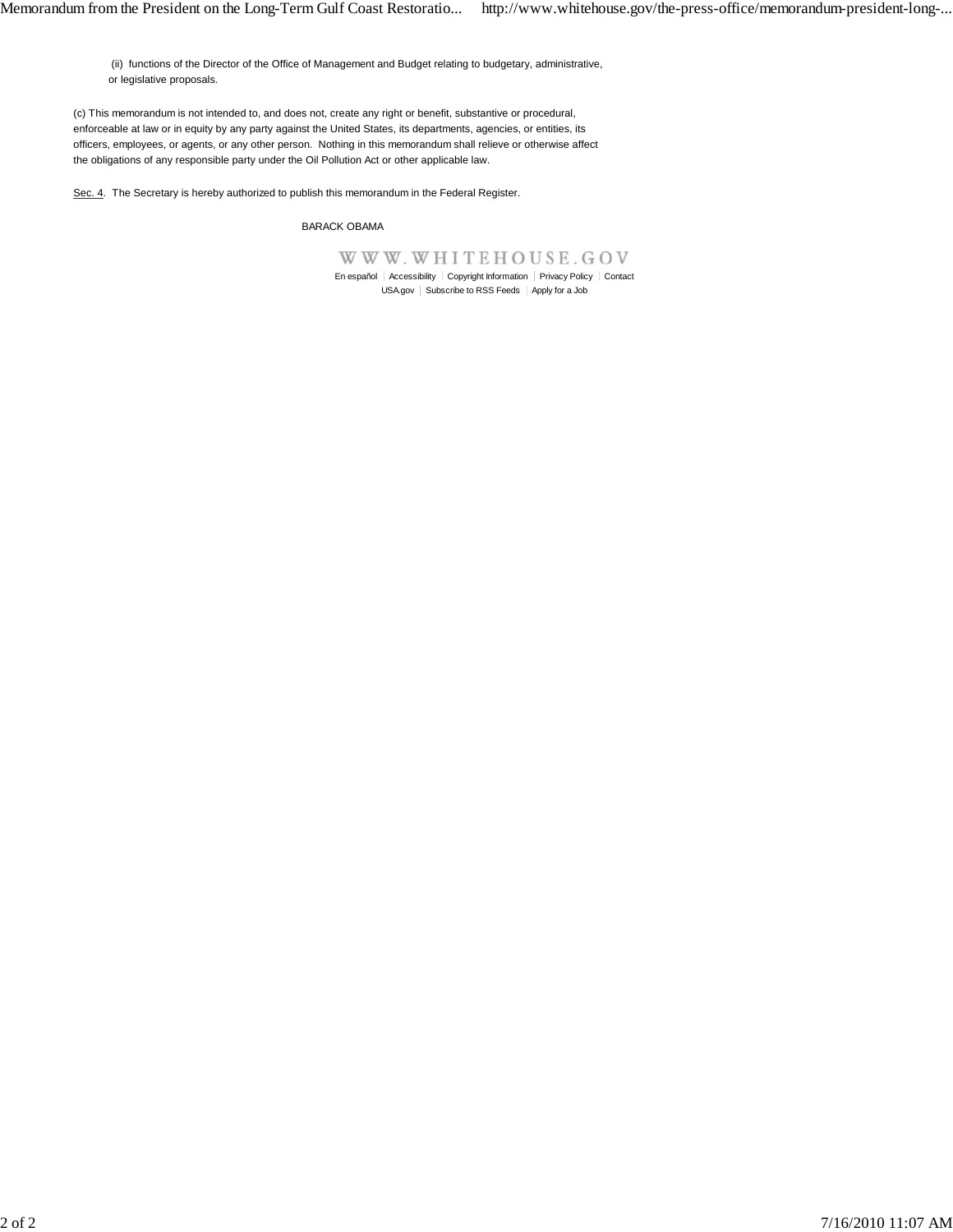(ii) functions of the Director of the Office of Management and Budget relating to budgetary, administrative, or legislative proposals.

(c) This memorandum is not intended to, and does not, create any right or benefit, substantive or procedural, enforceable at law or in equity by any party against the United States, its departments, agencies, or entities, its officers, employees, or agents, or any other person. Nothing in this memorandum shall relieve or otherwise affect the obligations of any responsible party under the Oil Pollution Act or other applicable law.

Sec. 4. The Secretary is hereby authorized to publish this memorandum in the Federal Register.

BARACK OBAMA

WWW.WHITEHOUSE.GOV

En español | Accessibility | Copyright Information | Privacy Policy | Contact
USA.gov | Subscribe to RSS Feeds | Apply for a Job